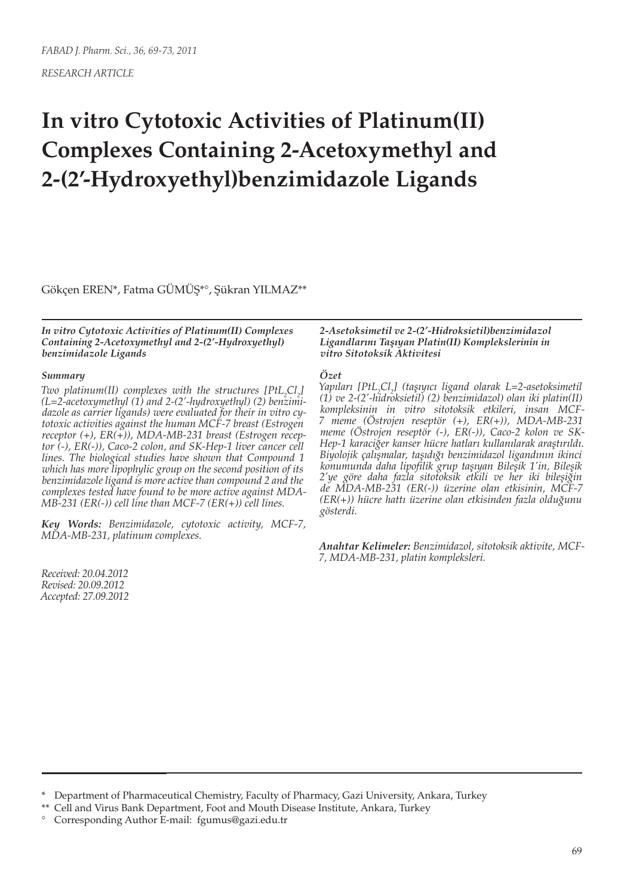RESEARCH ARTICLE

# In vitro Cytotoxic Activities of Platinum(II) Complexes Containing 2-Acetoxymethyl and 2-(2′-Hydroxyethyl)benzimidazole Ligands

Gökçen EREN*, Fatma GÜMÜŞ*°, Şükran YILMAZ**

***In vitro Cytotoxic Activities of Platinum(II) Complexes Containing 2-Acetoxymethyl and 2-(2′-Hydroxyethyl) benzimidazole Ligands***

***Summary***

*Two platinum(II) complexes with the structures [PtL$_2$Cl$_2$] (L=2-acetoxymethyl (1) and 2-(2′-hydroxyethyl) (2) benzimidazole as carrier ligands) were evaluated for their in vitro cytotoxic activities against the human MCF-7 breast (Estrogen receptor (+), ER(+)), MDA-MB-231 breast (Estrogen receptor (-), ER(-)), Caco-2 colon, and SK-Hep-1 liver cancer cell lines. The biological studies have shown that Compound 1 which has more lipophylic group on the second position of its benzimidazole ligand is more active than compound 2 and the complexes tested have found to be more active against MDA-MB-231 (ER(-)) cell line than MCF-7 (ER(+)) cell lines.*

***Key Words:*** *Benzimidazole, cytotoxic activity, MCF-7, MDA-MB-231, platinum complexes.*

*Received: 20.04.2012*
*Revised: 20.09.2012*
*Accepted: 27.09.2012*

***2-Asetoksimetil ve 2-(2′-Hidroksietil)benzimidazol Ligandlarını Taşıyan Platin(II) Komplekslerinin in vitro Sitotoksik Aktivitesi***

***Özet***

*Yapıları [PtL$_2$Cl$_2$] (taşıyıcı ligand olarak L=2-asetoksimetil (1) ve 2-(2′-hidroksietil) (2) benzimidazol) olan iki platin(II) kompleksinin in vitro sitotoksik etkileri, insan MCF-7 meme (Östrojen reseptör (+), ER(+)), MDA-MB-231 meme (Östrojen reseptör (-), ER(-)), Caco-2 kolon ve SK-Hep-1 karaciğer kanser hücre hatları kullanılarak araştırıldı. Biyolojik çalışmalar, taşıdığı benzimidazol ligandının ikinci konumunda daha lipofilik grup taşıyan Bileşik 1'in, Bileşik 2'ye göre daha fazla sitotoksik etkili ve her iki bileşiğin de MDA-MB-231 (ER(-)) üzerine olan etkisinin, MCF-7 (ER(+)) hücre hattı üzerine olan etkisinden fazla olduğunu gösterdi.*

***Anahtar Kelimeler:*** *Benzimidazol, sitotoksik aktivite, MCF-7, MDA-MB-231, platin kompleksleri.*

---

\* Department of Pharmaceutical Chemistry, Faculty of Pharmacy, Gazi University, Ankara, Turkey

\*\* Cell and Virus Bank Department, Foot and Mouth Disease Institute, Ankara, Turkey

° Corresponding Author E-mail: fgumus@gazi.edu.tr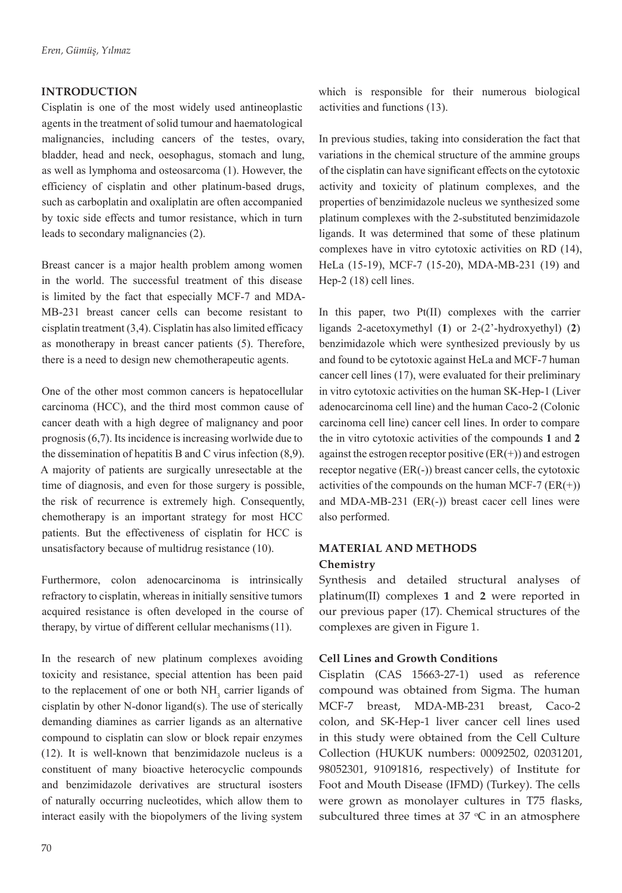## INTRODUCTION

Cisplatin is one of the most widely used antineoplastic agents in the treatment of solid tumour and haematological malignancies, including cancers of the testes, ovary, bladder, head and neck, oesophagus, stomach and lung, as well as lymphoma and osteosarcoma (1). However, the efficiency of cisplatin and other platinum-based drugs, such as carboplatin and oxaliplatin are often accompanied by toxic side effects and tumor resistance, which in turn leads to secondary malignancies (2).

Breast cancer is a major health problem among women in the world. The successful treatment of this disease is limited by the fact that especially MCF-7 and MDA-MB-231 breast cancer cells can become resistant to cisplatin treatment (3,4). Cisplatin has also limited efficacy as monotherapy in breast cancer patients (5). Therefore, there is a need to design new chemotherapeutic agents.

One of the other most common cancers is hepatocellular carcinoma (HCC), and the third most common cause of cancer death with a high degree of malignancy and poor prognosis (6,7). Its incidence is increasing worlwide due to the dissemination of hepatitis B and C virus infection (8,9). A majority of patients are surgically unresectable at the time of diagnosis, and even for those surgery is possible, the risk of recurrence is extremely high. Consequently, chemotherapy is an important strategy for most HCC patients. But the effectiveness of cisplatin for HCC is unsatisfactory because of multidrug resistance (10).

Furthermore, colon adenocarcinoma is intrinsically refractory to cisplatin, whereas in initially sensitive tumors acquired resistance is often developed in the course of therapy, by virtue of different cellular mechanisms (11).

In the research of new platinum complexes avoiding toxicity and resistance, special attention has been paid to the replacement of one or both $NH_3$ carrier ligands of cisplatin by other N-donor ligand(s). The use of sterically demanding diamines as carrier ligands as an alternative compound to cisplatin can slow or block repair enzymes (12). It is well-known that benzimidazole nucleus is a constituent of many bioactive heterocyclic compounds and benzimidazole derivatives are structural isosters of naturally occurring nucleotides, which allow them to interact easily with the biopolymers of the living system which is responsible for their numerous biological activities and functions (13).

In previous studies, taking into consideration the fact that variations in the chemical structure of the ammine groups of the cisplatin can have significant effects on the cytotoxic activity and toxicity of platinum complexes, and the properties of benzimidazole nucleus we synthesized some platinum complexes with the 2-substituted benzimidazole ligands. It was determined that some of these platinum complexes have in vitro cytotoxic activities on RD (14), HeLa (15-19), MCF-7 (15-20), MDA-MB-231 (19) and Hep-2 (18) cell lines.

In this paper, two Pt(II) complexes with the carrier ligands 2-acetoxymethyl (**1**) or 2-(2'-hydroxyethyl) (**2**) benzimidazole which were synthesized previously by us and found to be cytotoxic against HeLa and MCF-7 human cancer cell lines (17), were evaluated for their preliminary in vitro cytotoxic activities on the human SK-Hep-1 (Liver adenocarcinoma cell line) and the human Caco-2 (Colonic carcinoma cell line) cancer cell lines. In order to compare the in vitro cytotoxic activities of the compounds **1** and **2** against the estrogen receptor positive (ER(+)) and estrogen receptor negative (ER(-)) breast cancer cells, the cytotoxic activities of the compounds on the human MCF-7 (ER(+)) and MDA-MB-231 (ER(-)) breast cacer cell lines were also performed.

## MATERIAL AND METHODS

### Chemistry

Synthesis and detailed structural analyses of platinum(II) complexes **1** and **2** were reported in our previous paper (17). Chemical structures of the complexes are given in Figure 1.

### Cell Lines and Growth Conditions

Cisplatin (CAS 15663-27-1) used as reference compound was obtained from Sigma. The human MCF-7 breast, MDA-MB-231 breast, Caco-2 colon, and SK-Hep-1 liver cancer cell lines used in this study were obtained from the Cell Culture Collection (HUKUK numbers: 00092502, 02031201, 98052301, 91091816, respectively) of Institute for Foot and Mouth Disease (IFMD) (Turkey). The cells were grown as monolayer cultures in T75 flasks, subcultured three times at 37 °C in an atmosphere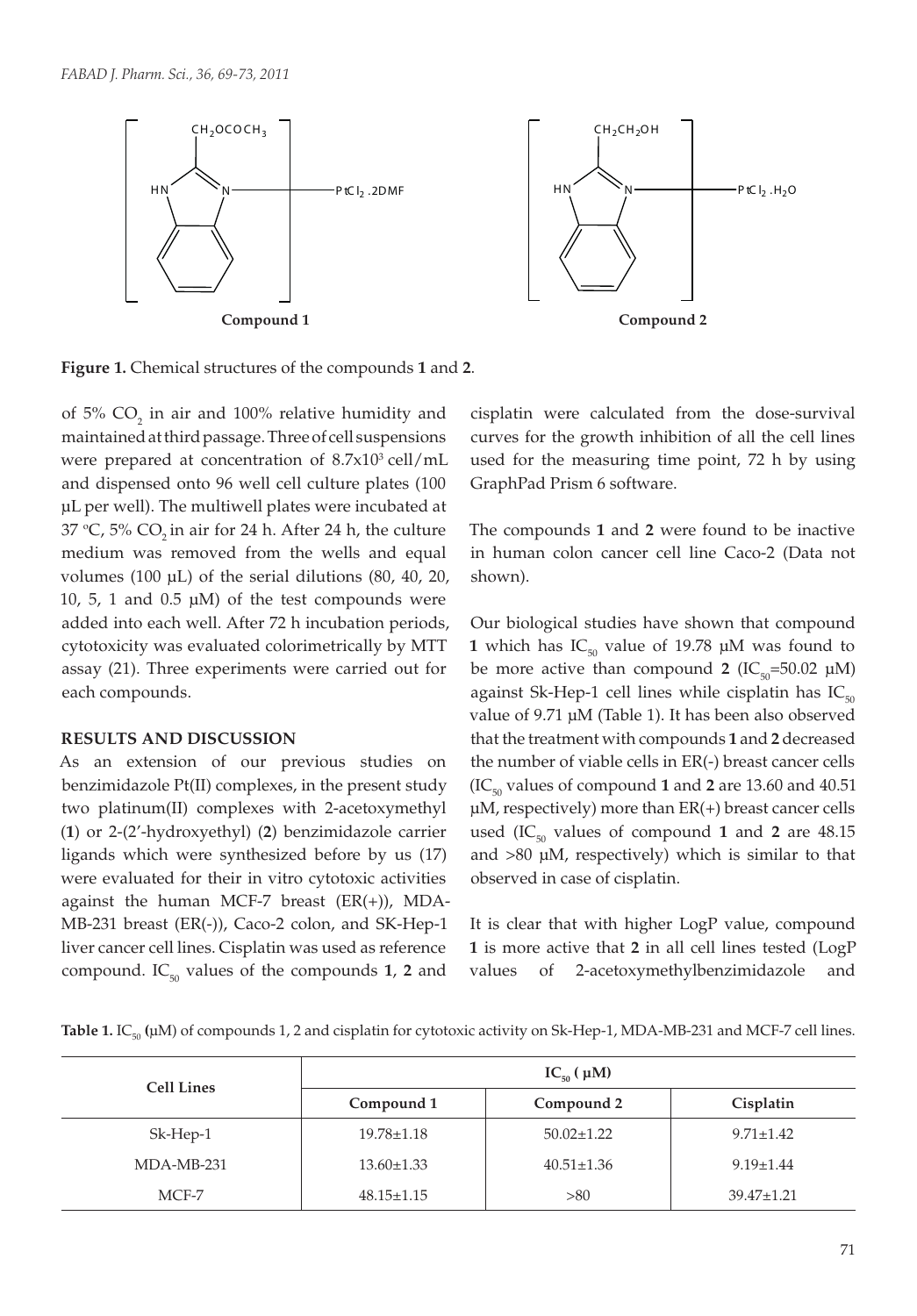Figure 1. Chemical structures of the compounds **1** and **2**.

of 5% $CO_2$ in air and 100% relative humidity and maintained at third passage. Three of cell suspensions were prepared at concentration of $8.7 \times 10^3$ cell/mL and dispensed onto 96 well cell culture plates (100 µL per well). The multiwell plates were incubated at 37 °C, 5% $CO_2$ in air for 24 h. After 24 h, the culture medium was removed from the wells and equal volumes (100 µL) of the serial dilutions (80, 40, 20, 10, 5, 1 and 0.5 µM) of the test compounds were added into each well. After 72 h incubation periods, cytotoxicity was evaluated colorimetrically by MTT assay (21). Three experiments were carried out for each compounds.

## RESULTS AND DISCUSSION

As an extension of our previous studies on benzimidazole Pt(II) complexes, in the present study two platinum(II) complexes with 2-acetoxymethyl (**1**) or 2-(2'-hydroxyethyl) (**2**) benzimidazole carrier ligands which were synthesized before by us (17) were evaluated for their in vitro cytotoxic activities against the human MCF-7 breast (ER(+)), MDA-MB-231 breast (ER(-)), Caco-2 colon, and SK-Hep-1 liver cancer cell lines. Cisplatin was used as reference compound. $IC_{50}$ values of the compounds **1**, **2** and cisplatin were calculated from the dose-survival curves for the growth inhibition of all the cell lines used for the measuring time point, 72 h by using GraphPad Prism 6 software.

The compounds **1** and **2** were found to be inactive in human colon cancer cell line Caco-2 (Data not shown).

Our biological studies have shown that compound **1** which has $IC_{50}$ value of 19.78 µM was found to be more active than compound **2** ($IC_{50}$=50.02 µM) against Sk-Hep-1 cell lines while cisplatin has $IC_{50}$ value of 9.71 µM (Table 1). It has been also observed that the treatment with compounds **1** and **2** decreased the number of viable cells in ER(-) breast cancer cells ($IC_{50}$ values of compound **1** and **2** are 13.60 and 40.51 µM, respectively) more than ER(+) breast cancer cells used ($IC_{50}$ values of compound **1** and **2** are 48.15 and >80 µM, respectively) which is similar to that observed in case of cisplatin.

It is clear that with higher LogP value, compound **1** is more active that **2** in all cell lines tested (LogP values of 2-acetoxymethylbenzimidazole and

**Table 1.** $IC_{50}$ (µM) of compounds 1, 2 and cisplatin for cytotoxic activity on Sk-Hep-1, MDA-MB-231 and MCF-7 cell lines.

| Cell Lines | $IC_{50}$ (µM) | | |
|---|---|---|---|
| | Compound 1 | Compound 2 | Cisplatin |
| Sk-Hep-1 | 19.78±1.18 | 50.02±1.22 | 9.71±1.42 |
| MDA-MB-231 | 13.60±1.33 | 40.51±1.36 | 9.19±1.44 |
| MCF-7 | 48.15±1.15 | >80 | 39.47±1.21 |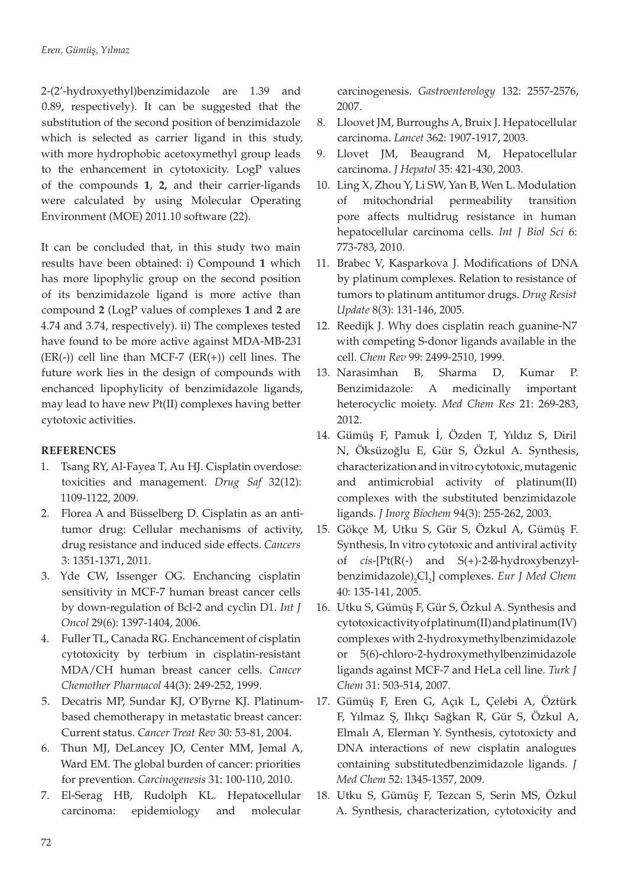2-(2'-hydroxyethyl)benzimidazole are 1.39 and 0.89, respectively). It can be suggested that the substitution of the second position of benzimidazole which is selected as carrier ligand in this study, with more hydrophobic acetoxymethyl group leads to the enhancement in cytotoxicity. LogP values of the compounds **1**, **2**, and their carrier-ligands were calculated by using Molecular Operating Environment (MOE) 2011.10 software (22).

It can be concluded that, in this study two main results have been obtained: i) Compound **1** which has more lipophylic group on the second position of its benzimidazole ligand is more active than compound **2** (LogP values of complexes **1** and **2** are 4.74 and 3.74, respectively). ii) The complexes tested have found to be more active against MDA-MB-231 (ER(-)) cell line than MCF-7 (ER(+)) cell lines. The future work lies in the design of compounds with enchanced lipophylicity of benzimidazole ligands, may lead to have new Pt(II) complexes having better cytotoxic activities.

## REFERENCES

1. Tsang RY, Al-Fayea T, Au HJ. Cisplatin overdose: toxicities and management. *Drug Saf* 32(12): 1109-1122, 2009.
2. Florea A and Büsselberg D. Cisplatin as an anti-tumor drug: Cellular mechanisms of activity, drug resistance and induced side effects. *Cancers* 3: 1351-1371, 2011.
3. Yde CW, Issenger OG. Enchancing cisplatin sensitivity in MCF-7 human breast cancer cells by down-regulation of Bcl-2 and cyclin D1. *Int J Oncol* 29(6): 1397-1404, 2006.
4. Fuller TL, Canada RG. Enchancement of cisplatin cytotoxicity by terbium in cisplatin-resistant MDA/CH human breast cancer cells. *Cancer Chemother Pharmacol* 44(3): 249-252, 1999.
5. Decatris MP, Sundar KJ, O'Byrne KJ. Platinum-based chemotherapy in metastatic breast cancer: Current status. *Cancer Treat Rev* 30: 53-81, 2004.
6. Thun MJ, DeLancey JO, Center MM, Jemal A, Ward EM. The global burden of cancer: priorities for prevention. *Carcinogenesis* 31: 100-110, 2010.
7. El-Serag HB, Rudolph KL. Hepatocellular carcinoma: epidemiology and molecular carcinogenesis. *Gastroenterology* 132: 2557-2576, 2007.
8. Lloovet JM, Burroughs A, Bruix J. Hepatocellular carcinoma. *Lancet* 362: 1907-1917, 2003.
9. Llovet JM, Beaugrand M, Hepatocellular carcinoma. *J Hepatol* 35: 421-430, 2003.
10. Ling X, Zhou Y, Li SW, Yan B, Wen L. Modulation of mitochondrial permeability transition pore affects multidrug resistance in human hepatocellular carcinoma cells. *Int J Biol Sci* 6: 773-783, 2010.
11. Brabec V, Kasparkova J. Modifications of DNA by platinum complexes. Relation to resistance of tumors to platinum antitumor drugs. *Drug Resist Update* 8(3): 131-146, 2005.
12. Reedijk J. Why does cisplatin reach guanine-N7 with competing S-donor ligands available in the cell. *Chem Rev* 99: 2499-2510, 1999.
13. Narasimhan B, Sharma D, Kumar P. Benzimidazole: A medicinally important heterocyclic moiety. *Med Chem Res* 21: 269-283, 2012.
14. Gümüş F, Pamuk İ, Özden T, Yıldız S, Diril N, Öksüzoğlu E, Gür S, Özkul A. Synthesis, characterization and in vitro cytotoxic, mutagenic and antimicrobial activity of platinum(II) complexes with the substituted benzimidazole ligands. *J Inorg Biochem* 94(3): 255-262, 2003.
15. Gökçe M, Utku S, Gür S, Özkul A, Gümüş F. Synthesis, In vitro cytotoxic and antiviral activity of *cis*-[Pt(R(-) and S(+)-2-α-hydroxybenzyl-benzimidazole)$_2$Cl$_2$] complexes. *Eur J Med Chem* 40: 135-141, 2005.
16. Utku S, Gümüş F, Gür S, Özkul A. Synthesis and cytotoxic activity of platinum(II) and platinum(IV) complexes with 2-hydroxymethylbenzimidazole or 5(6)-chloro-2-hydroxymethylbenzimidazole ligands against MCF-7 and HeLa cell line. *Turk J Chem* 31: 503-514, 2007.
17. Gümüş F, Eren G, Açık L, Çelebi A, Öztürk F, Yılmaz Ş, Ilıkçı Sağkan R, Gür S, Özkul A, Elmalı A, Elerman Y. Synthesis, cytotoxicty and DNA interactions of new cisplatin analogues containing substitutedbenzimidazole ligands. *J Med Chem* 52: 1345-1357, 2009.
18. Utku S, Gümüş F, Tezcan S, Serin MS, Özkul A. Synthesis, characterization, cytotoxicity and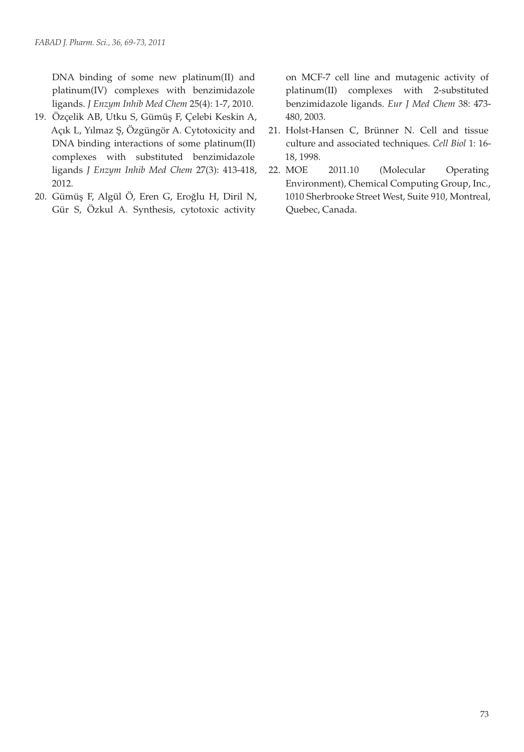DNA binding of some new platinum(II) and platinum(IV) complexes with benzimidazole ligands. *J Enzym Inhib Med Chem* 25(4): 1-7, 2010.

19. Özçelik AB, Utku S, Gümüş F, Çelebi Keskin A, Açık L, Yılmaz Ş, Özgüngör A. Cytotoxicity and DNA binding interactions of some platinum(II) complexes with substituted benzimidazole ligands *J Enzym Inhib Med Chem* 27(3): 413-418, 2012.
20. Gümüş F, Algül Ö, Eren G, Eroğlu H, Diril N, Gür S, Özkul A. Synthesis, cytotoxic activity on MCF-7 cell line and mutagenic activity of platinum(II) complexes with 2-substituted benzimidazole ligands. *Eur J Med Chem* 38: 473-480, 2003.
21. Holst-Hansen C, Brünner N. Cell and tissue culture and associated techniques. *Cell Biol* 1: 16-18, 1998.
22. MOE 2011.10 (Molecular Operating Environment), Chemical Computing Group, Inc., 1010 Sherbrooke Street West, Suite 910, Montreal, Quebec, Canada.